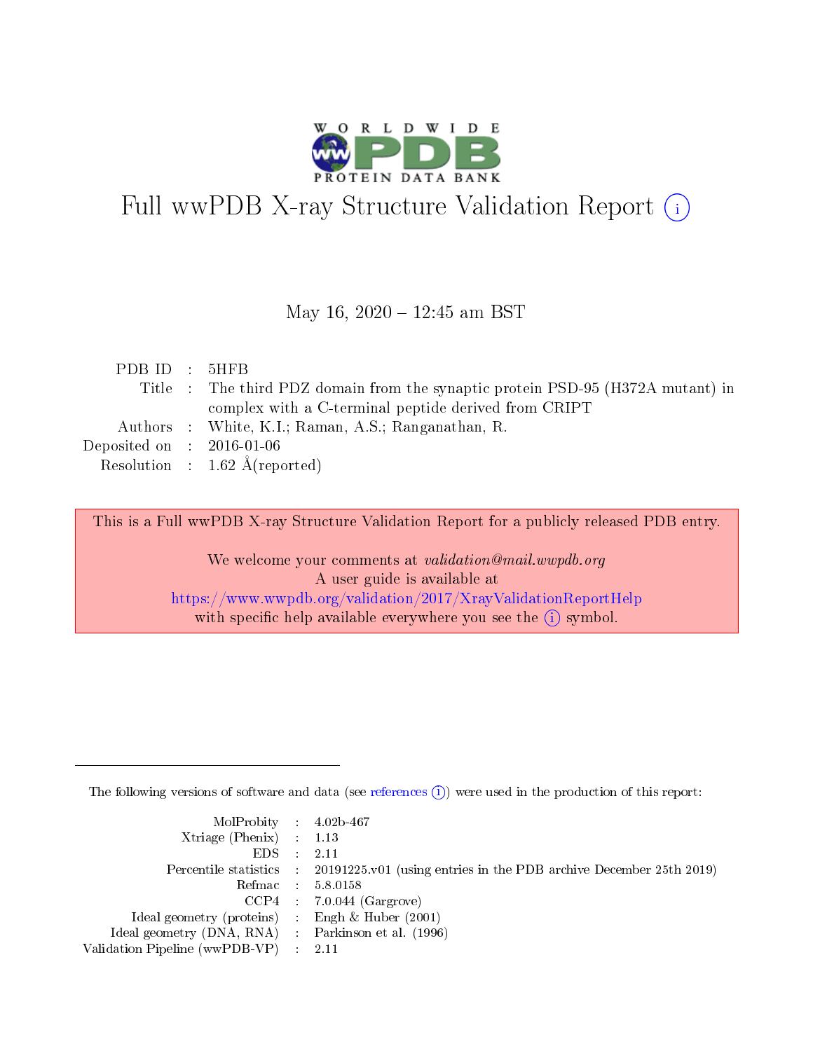# Full wwPDB X-ray Structure Validation Report (i)

May 16, 2020 – 12:45 am BST

| | | |
|---|---|---|
| PDB ID | : | 5HFB |
| Title | : | The third PDZ domain from the synaptic protein PSD-95 (H372A mutant) in complex with a C-terminal peptide derived from CRIPT |
| Authors | : | White, K.I.; Raman, A.S.; Ranganathan, R. |
| Deposited on | : | 2016-01-06 |
| Resolution | : | 1.62 Å(reported) |

This is a Full wwPDB X-ray Structure Validation Report for a publicly released PDB entry.

We welcome your comments at *validation@mail.wwpdb.org*
A user guide is available at
https://www.wwpdb.org/validation/2017/XrayValidationReportHelp
with specific help available everywhere you see the (i) symbol.

The following versions of software and data (see references (i)) were used in the production of this report:

| | | |
|---|---|---|
| MolProbity | : | 4.02b-467 |
| Xtriage (Phenix) | : | 1.13 |
| EDS | : | 2.11 |
| Percentile statistics | : | 20191225.v01 (using entries in the PDB archive December 25th 2019) |
| Refmac | : | 5.8.0158 |
| CCP4 | : | 7.0.044 (Gargrove) |
| Ideal geometry (proteins) | : | Engh & Huber (2001) |
| Ideal geometry (DNA, RNA) | : | Parkinson et al. (1996) |
| Validation Pipeline (wwPDB-VP) | : | 2.11 |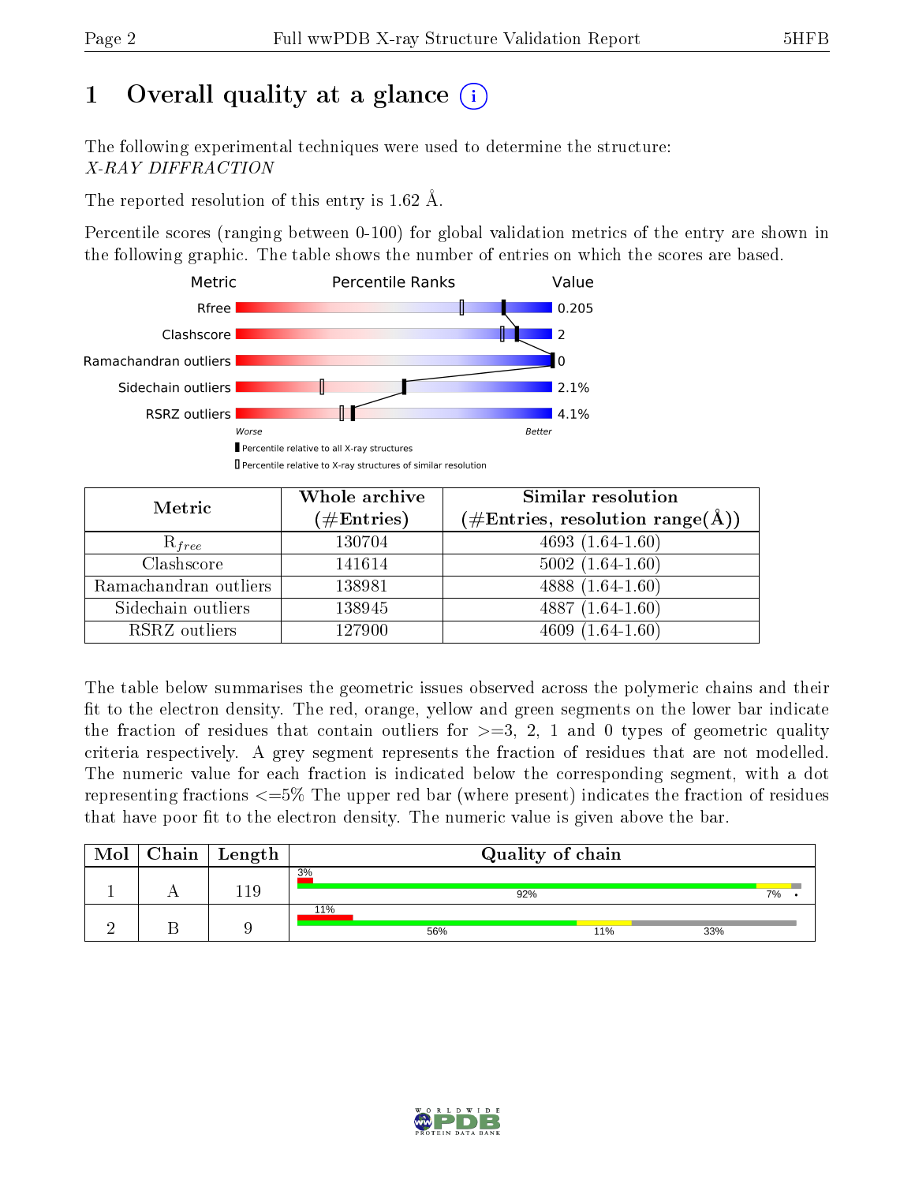# 1 Overall quality at a glance (i)

The following experimental techniques were used to determine the structure:
*X-RAY DIFFRACTION*

The reported resolution of this entry is 1.62 Å.

Percentile scores (ranging between 0-100) for global validation metrics of the entry are shown in the following graphic. The table shows the number of entries on which the scores are based.

| Metric | Value |
|---|---|
| Rfree | 0.205 |
| Clashscore | 2 |
| Ramachandran outliers | 0 |
| Sidechain outliers | 2.1% |
| RSRZ outliers | 4.1% |

Worse — Better

▮ Percentile relative to all X-ray structures
▯ Percentile relative to X-ray structures of similar resolution

| Metric | Whole archive (#Entries) | Similar resolution (#Entries, resolution range(Å)) |
|---|---|---|
| $R_{free}$ | 130704 | 4693 (1.64-1.60) |
| Clashscore | 141614 | 5002 (1.64-1.60) |
| Ramachandran outliers | 138981 | 4888 (1.64-1.60) |
| Sidechain outliers | 138945 | 4887 (1.64-1.60) |
| RSRZ outliers | 127900 | 4609 (1.64-1.60) |

The table below summarises the geometric issues observed across the polymeric chains and their fit to the electron density. The red, orange, yellow and green segments on the lower bar indicate the fraction of residues that contain outliers for >=3, 2, 1 and 0 types of geometric quality criteria respectively. A grey segment represents the fraction of residues that are not modelled. The numeric value for each fraction is indicated below the corresponding segment, with a dot representing fractions <=5% The upper red bar (where present) indicates the fraction of residues that have poor fit to the electron density. The numeric value is given above the bar.

| Mol | Chain | Length | Quality of chain |
|---|---|---|---|
| 1 | A | 119 | 3% (poor fit); 92%, 7%, • |
| 2 | B | 9 | 11% (poor fit); 56%, 11%, 33% |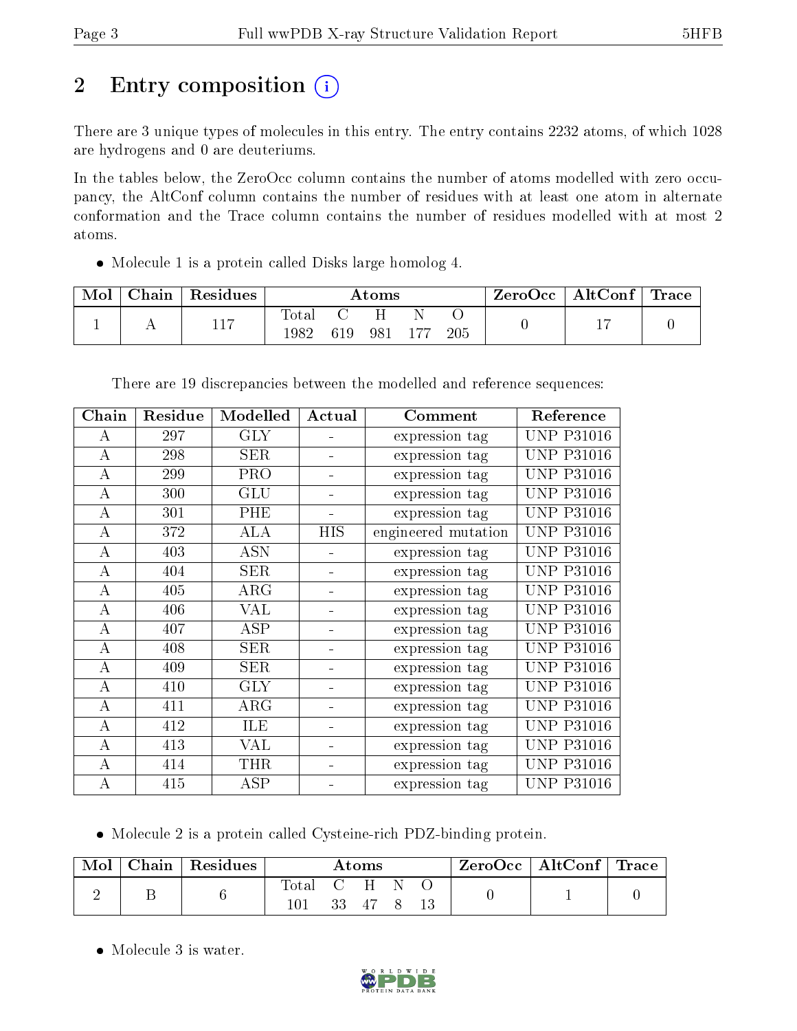# 2 Entry composition

There are 3 unique types of molecules in this entry. The entry contains 2232 atoms, of which 1028 are hydrogens and 0 are deuteriums.

In the tables below, the ZeroOcc column contains the number of atoms modelled with zero occupancy, the AltConf column contains the number of residues with at least one atom in alternate conformation and the Trace column contains the number of residues modelled with at most 2 atoms.

- Molecule 1 is a protein called Disks large homolog 4.

| Mol | Chain | Residues | Atoms | | | | | ZeroOcc | AltConf | Trace |
|---|---|---|---|---|---|---|---|---|---|---|
| | | | Total | C | H | N | O | | | |
| 1 | A | 117 | 1982 | 619 | 981 | 177 | 205 | 0 | 17 | 0 |

There are 19 discrepancies between the modelled and reference sequences:

| Chain | Residue | Modelled | Actual | Comment | Reference |
|---|---|---|---|---|---|
| A | 297 | GLY | - | expression tag | UNP P31016 |
| A | 298 | SER | - | expression tag | UNP P31016 |
| A | 299 | PRO | - | expression tag | UNP P31016 |
| A | 300 | GLU | - | expression tag | UNP P31016 |
| A | 301 | PHE | - | expression tag | UNP P31016 |
| A | 372 | ALA | HIS | engineered mutation | UNP P31016 |
| A | 403 | ASN | - | expression tag | UNP P31016 |
| A | 404 | SER | - | expression tag | UNP P31016 |
| A | 405 | ARG | - | expression tag | UNP P31016 |
| A | 406 | VAL | - | expression tag | UNP P31016 |
| A | 407 | ASP | - | expression tag | UNP P31016 |
| A | 408 | SER | - | expression tag | UNP P31016 |
| A | 409 | SER | - | expression tag | UNP P31016 |
| A | 410 | GLY | - | expression tag | UNP P31016 |
| A | 411 | ARG | - | expression tag | UNP P31016 |
| A | 412 | ILE | - | expression tag | UNP P31016 |
| A | 413 | VAL | - | expression tag | UNP P31016 |
| A | 414 | THR | - | expression tag | UNP P31016 |
| A | 415 | ASP | - | expression tag | UNP P31016 |

- Molecule 2 is a protein called Cysteine-rich PDZ-binding protein.

| Mol | Chain | Residues | Atoms | | | | | ZeroOcc | AltConf | Trace |
|---|---|---|---|---|---|---|---|---|---|---|
| | | | Total | C | H | N | O | | | |
| 2 | B | 6 | 101 | 33 | 47 | 8 | 13 | 0 | 1 | 0 |

- Molecule 3 is water.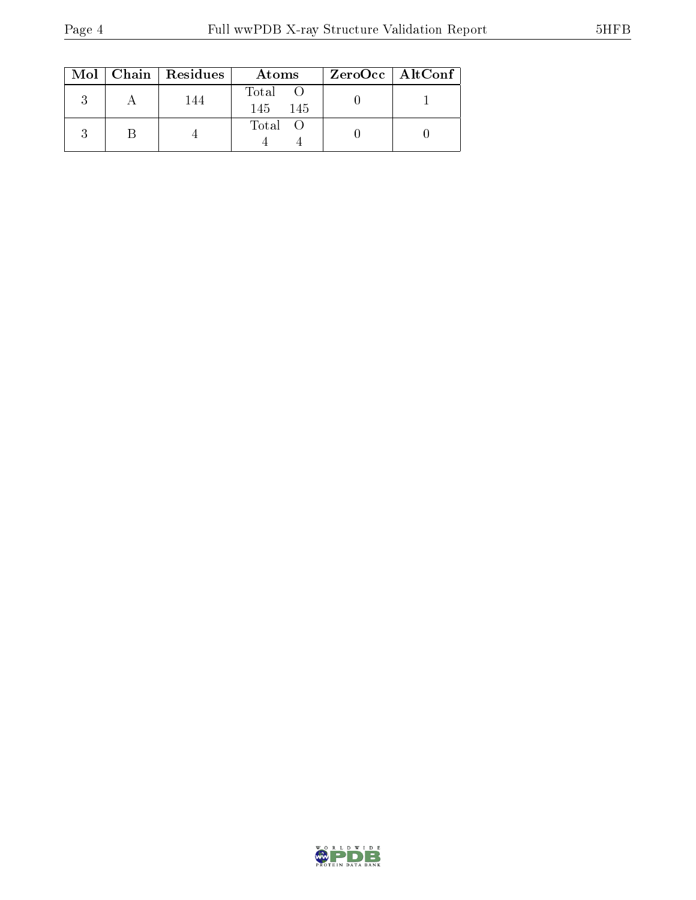| Mol | Chain | Residues | Atoms | | ZeroOcc | AltConf |
|---|---|---|---|---|---|---|
| | | | Total | O | | |
| 3 | A | 144 | 145 | 145 | 0 | 1 |
| 3 | B | 4 | 4 | 4 | 0 | 0 |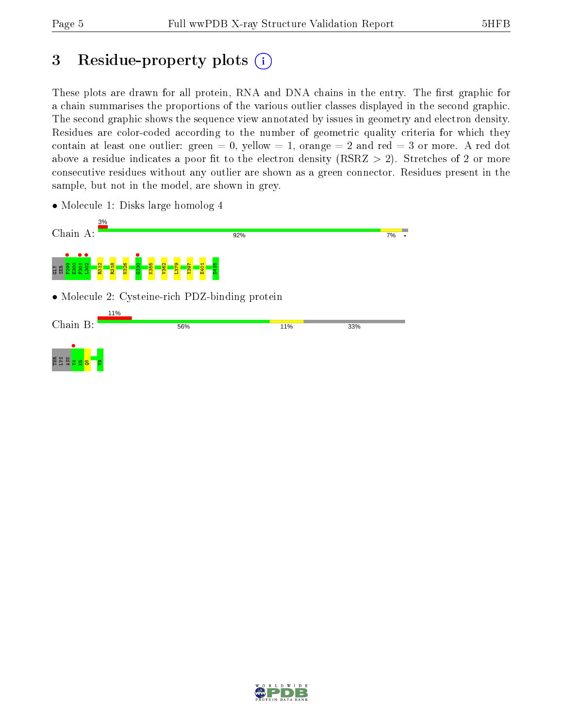# 3 Residue-property plots

These plots are drawn for all protein, RNA and DNA chains in the entry. The first graphic for a chain summarises the proportions of the various outlier classes displayed in the second graphic. The second graphic shows the sequence view annotated by issues in geometry and electron density. Residues are color-coded according to the number of geometric quality criteria for which they contain at least one outlier: green = 0, yellow = 1, orange = 2 and red = 3 or more. A red dot above a residue indicates a poor fit to the electron density (RSRZ > 2). Stretches of 2 or more consecutive residues without any outlier are shown as a green connector. Residues present in the sample, but not in the model, are shown in grey.

- Molecule 1: Disks large homolog 4

Chain A: 3% | 92% | 7% | •

GLY SER P299 E300 F301 L302 R312 R318 N326 G330 K355 V362 L379 Y397 E401 D415

- Molecule 2: Cysteine-rich PDZ-binding protein

Chain B: 11% | 56% | 11% | 33%

THR LYS ASN Y4 K5 Q6 V9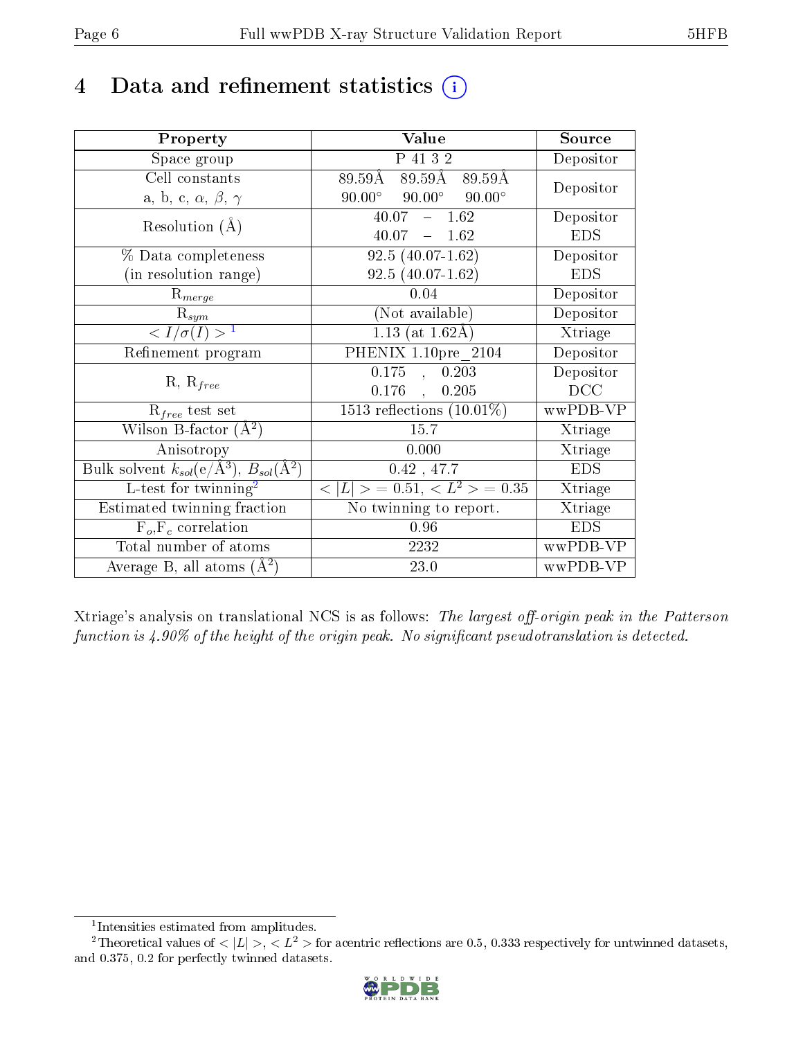# 4 Data and refinement statistics (i)

| Property | Value | Source |
|---|---|---|
| Space group | P 41 3 2 | Depositor |
| Cell constants<br>a, b, c, $\alpha$, $\beta$, $\gamma$ | 89.59Å 89.59Å 89.59Å<br>90.00° 90.00° 90.00° | Depositor |
| Resolution (Å) | 40.07 – 1.62<br>40.07 – 1.62 | Depositor<br>EDS |
| % Data completeness<br>(in resolution range) | 92.5 (40.07-1.62)<br>92.5 (40.07-1.62) | Depositor<br>EDS |
| $R_{merge}$ | 0.04 | Depositor |
| $R_{sym}$ | (Not available) | Depositor |
| $< I/\sigma(I) >$ [1] | 1.13 (at 1.62Å) | Xtriage |
| Refinement program | PHENIX 1.10pre_2104 | Depositor |
| R, $R_{free}$ | 0.175 , 0.203<br>0.176 , 0.205 | Depositor<br>DCC |
| $R_{free}$ test set | 1513 reflections (10.01%) | wwPDB-VP |
| Wilson B-factor (Å$^2$) | 15.7 | Xtriage |
| Anisotropy | 0.000 | Xtriage |
| Bulk solvent $k_{sol}$(e/Å$^3$), $B_{sol}$(Å$^2$) | 0.42 , 47.7 | EDS |
| L-test for twinning[2] | $< \|L\| >$ = 0.51, $< L^2 >$ = 0.35 | Xtriage |
| Estimated twinning fraction | No twinning to report. | Xtriage |
| $F_o$,$F_c$ correlation | 0.96 | EDS |
| Total number of atoms | 2232 | wwPDB-VP |
| Average B, all atoms (Å$^2$) | 23.0 | wwPDB-VP |

Xtriage's analysis on translational NCS is as follows: *The largest off-origin peak in the Patterson function is 4.90% of the height of the origin peak. No significant pseudotranslation is detected.*

[1] Intensities estimated from amplitudes.

[2] Theoretical values of $< |L| >$, $< L^2 >$ for acentric reflections are 0.5, 0.333 respectively for untwinned datasets, and 0.375, 0.2 for perfectly twinned datasets.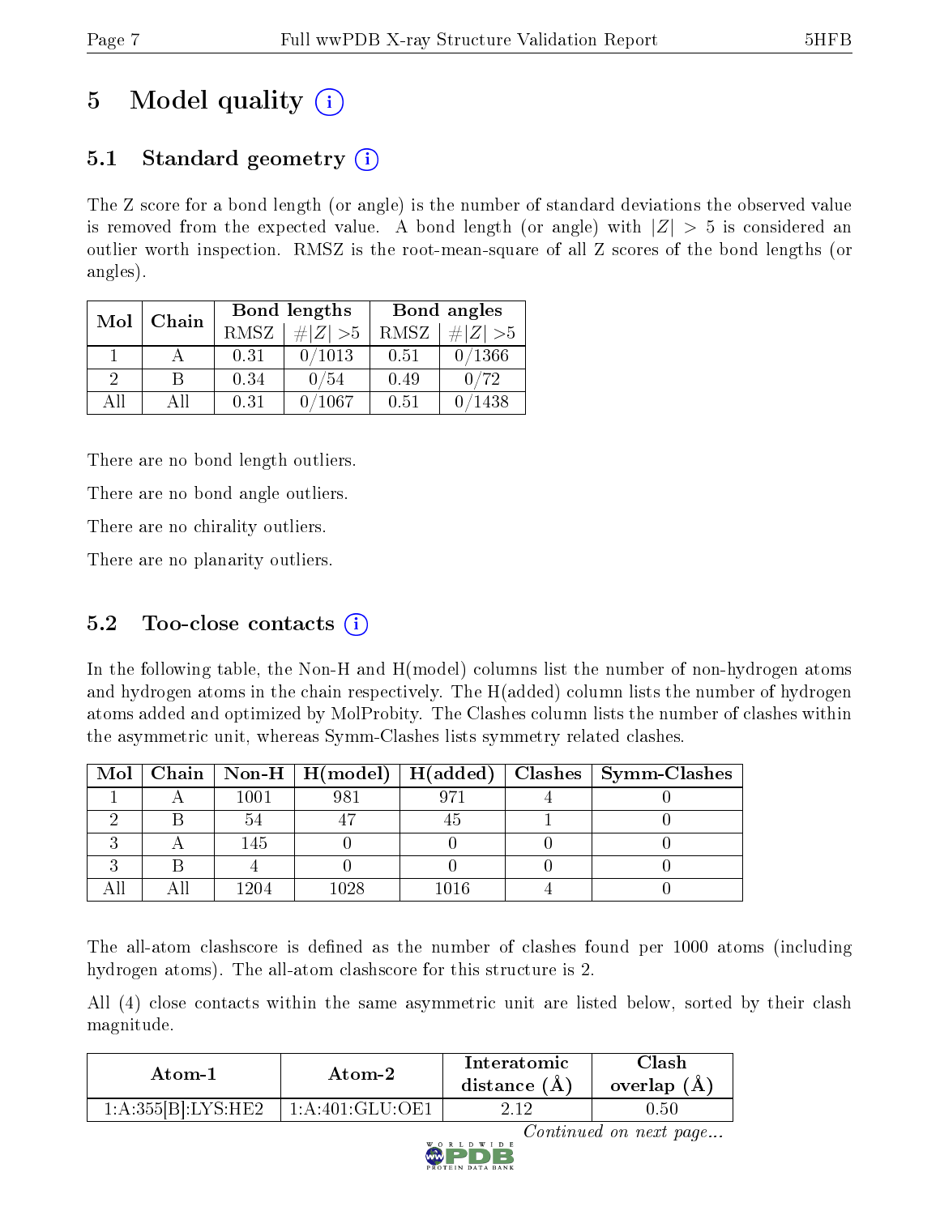# 5 Model quality (i)

## 5.1 Standard geometry (i)

The Z score for a bond length (or angle) is the number of standard deviations the observed value is removed from the expected value. A bond length (or angle) with $|Z| > 5$ is considered an outlier worth inspection. RMSZ is the root-mean-square of all Z scores of the bond lengths (or angles).

| Mol | Chain | Bond lengths | | Bond angles | |
|---|---|---|---|---|---|
| | | RMSZ | $\#|Z| >5$ | RMSZ | $\#|Z| >5$ |
| 1 | A | 0.31 | 0/1013 | 0.51 | 0/1366 |
| 2 | B | 0.34 | 0/54 | 0.49 | 0/72 |
| All | All | 0.31 | 0/1067 | 0.51 | 0/1438 |

There are no bond length outliers.

There are no bond angle outliers.

There are no chirality outliers.

There are no planarity outliers.

## 5.2 Too-close contacts (i)

In the following table, the Non-H and H(model) columns list the number of non-hydrogen atoms and hydrogen atoms in the chain respectively. The H(added) column lists the number of hydrogen atoms added and optimized by MolProbity. The Clashes column lists the number of clashes within the asymmetric unit, whereas Symm-Clashes lists symmetry related clashes.

| Mol | Chain | Non-H | H(model) | H(added) | Clashes | Symm-Clashes |
|---|---|---|---|---|---|---|
| 1 | A | 1001 | 981 | 971 | 4 | 0 |
| 2 | B | 54 | 47 | 45 | 1 | 0 |
| 3 | A | 145 | 0 | 0 | 0 | 0 |
| 3 | B | 4 | 0 | 0 | 0 | 0 |
| All | All | 1204 | 1028 | 1016 | 4 | 0 |

The all-atom clashscore is defined as the number of clashes found per 1000 atoms (including hydrogen atoms). The all-atom clashscore for this structure is 2.

All (4) close contacts within the same asymmetric unit are listed below, sorted by their clash magnitude.

| Atom-1 | Atom-2 | Interatomic distance (Å) | Clash overlap (Å) |
|---|---|---|---|
| 1:A:355[B]:LYS:HE2 | 1:A:401:GLU:OE1 | 2.12 | 0.50 |

*Continued on next page...*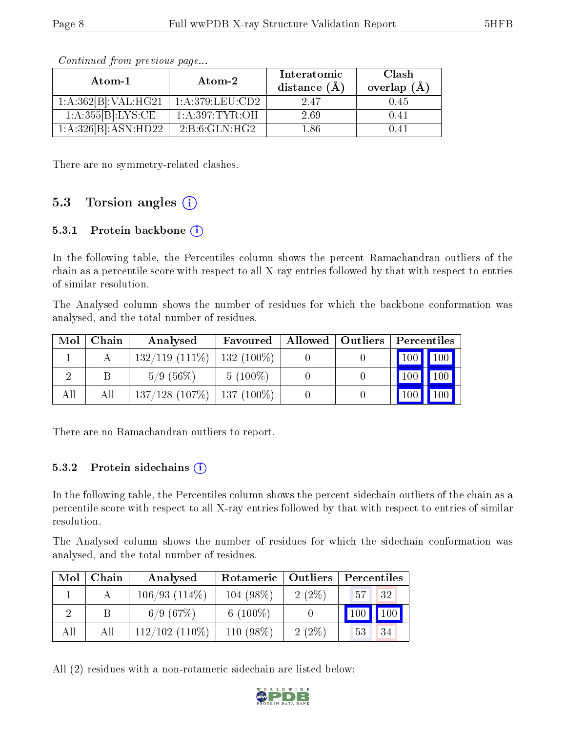*Continued from previous page...*

| Atom-1 | Atom-2 | Interatomic distance (Å) | Clash overlap (Å) |
|---|---|---|---|
| 1:A:362[B]:VAL:HG21 | 1:A:379:LEU:CD2 | 2.47 | 0.45 |
| 1:A:355[B]:LYS:CE | 1:A:397:TYR:OH | 2.69 | 0.41 |
| 1:A:326[B]:ASN:HD22 | 2:B:6:GLN:HG2 | 1.86 | 0.41 |

There are no symmetry-related clashes.

## 5.3 Torsion angles

### 5.3.1 Protein backbone

In the following table, the Percentiles column shows the percent Ramachandran outliers of the chain as a percentile score with respect to all X-ray entries followed by that with respect to entries of similar resolution.

The Analysed column shows the number of residues for which the backbone conformation was analysed, and the total number of residues.

| Mol | Chain | Analysed | Favoured | Allowed | Outliers | Percentiles | |
|---|---|---|---|---|---|---|---|
| 1 | A | 132/119 (111%) | 132 (100%) | 0 | 0 | 100 | 100 |
| 2 | B | 5/9 (56%) | 5 (100%) | 0 | 0 | 100 | 100 |
| All | All | 137/128 (107%) | 137 (100%) | 0 | 0 | 100 | 100 |

There are no Ramachandran outliers to report.

### 5.3.2 Protein sidechains

In the following table, the Percentiles column shows the percent sidechain outliers of the chain as a percentile score with respect to all X-ray entries followed by that with respect to entries of similar resolution.

The Analysed column shows the number of residues for which the sidechain conformation was analysed, and the total number of residues.

| Mol | Chain | Analysed | Rotameric | Outliers | Percentiles | |
|---|---|---|---|---|---|---|
| 1 | A | 106/93 (114%) | 104 (98%) | 2 (2%) | 57 | 32 |
| 2 | B | 6/9 (67%) | 6 (100%) | 0 | 100 | 100 |
| All | All | 112/102 (110%) | 110 (98%) | 2 (2%) | 53 | 34 |

All (2) residues with a non-rotameric sidechain are listed below: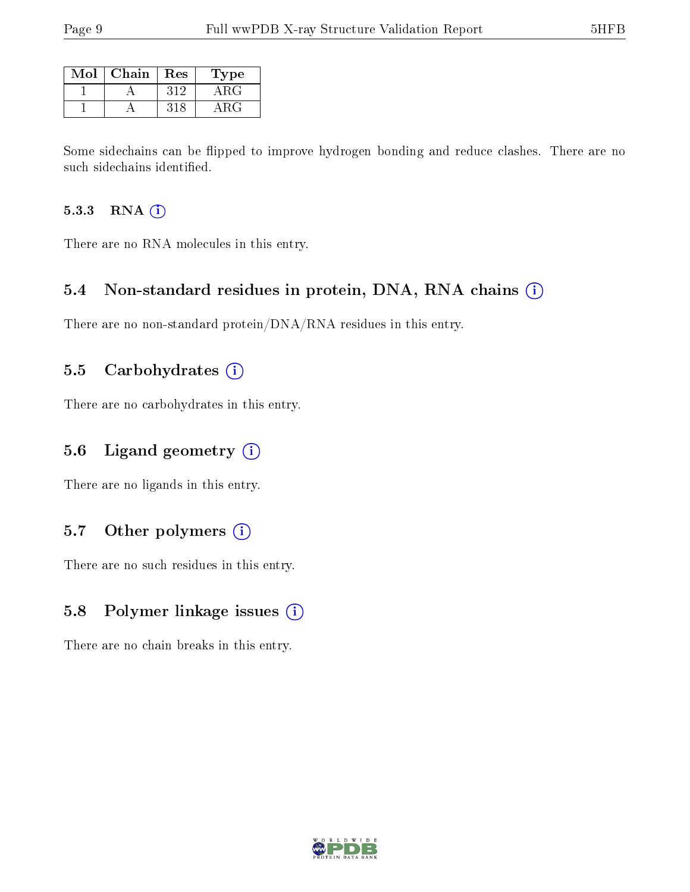| Mol | Chain | Res | Type |
|---|---|---|---|
| 1 | A | 312 | ARG |
| 1 | A | 318 | ARG |

Some sidechains can be flipped to improve hydrogen bonding and reduce clashes. There are no such sidechains identified.

#### 5.3.3 RNA (i)

There are no RNA molecules in this entry.

### 5.4 Non-standard residues in protein, DNA, RNA chains (i)

There are no non-standard protein/DNA/RNA residues in this entry.

### 5.5 Carbohydrates (i)

There are no carbohydrates in this entry.

### 5.6 Ligand geometry (i)

There are no ligands in this entry.

### 5.7 Other polymers (i)

There are no such residues in this entry.

### 5.8 Polymer linkage issues (i)

There are no chain breaks in this entry.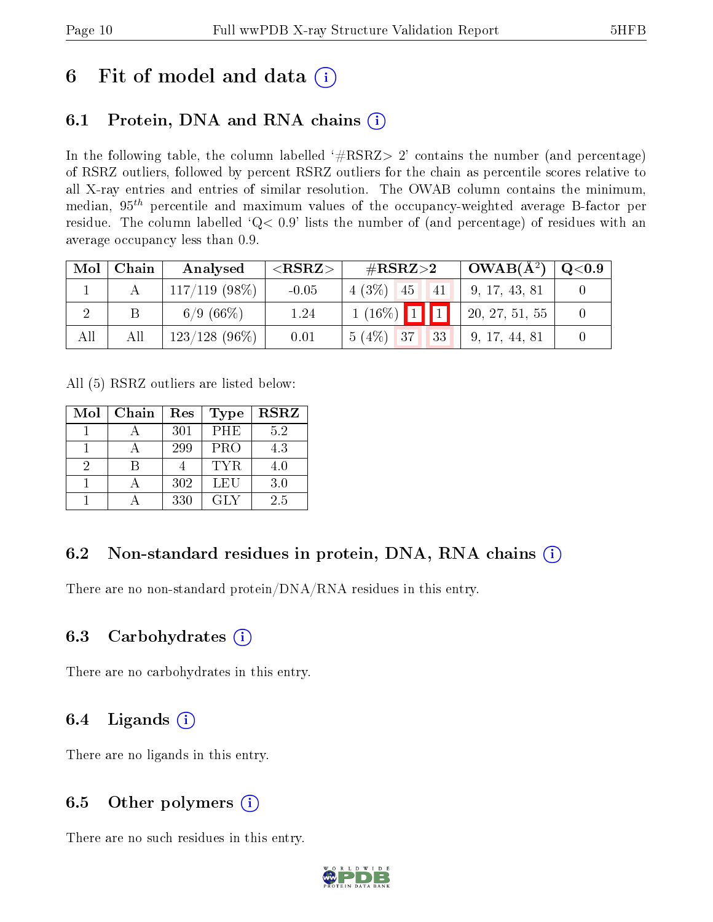# 6 Fit of model and data

## 6.1 Protein, DNA and RNA chains

In the following table, the column labelled '#RSRZ> 2' contains the number (and percentage) of RSRZ outliers, followed by percent RSRZ outliers for the chain as percentile scores relative to all X-ray entries and entries of similar resolution. The OWAB column contains the minimum, median, $95^{th}$ percentile and maximum values of the occupancy-weighted average B-factor per residue. The column labelled 'Q< 0.9' lists the number of (and percentage) of residues with an average occupancy less than 0.9.

| Mol | Chain | Analysed | <RSRZ> | #RSRZ>2 | | | OWAB(Å$^2$) | Q<0.9 |
|---|---|---|---|---|---|---|---|---|
| 1 | A | 117/119 (98%) | -0.05 | 4 (3%) | 45 | 41 | 9, 17, 43, 81 | 0 |
| 2 | B | 6/9 (66%) | 1.24 | 1 (16%) | 1 | 1 | 20, 27, 51, 55 | 0 |
| All | All | 123/128 (96%) | 0.01 | 5 (4%) | 37 | 33 | 9, 17, 44, 81 | 0 |

All (5) RSRZ outliers are listed below:

| Mol | Chain | Res | Type | RSRZ |
|---|---|---|---|---|
| 1 | A | 301 | PHE | 5.2 |
| 1 | A | 299 | PRO | 4.3 |
| 2 | B | 4 | TYR | 4.0 |
| 1 | A | 302 | LEU | 3.0 |
| 1 | A | 330 | GLY | 2.5 |

## 6.2 Non-standard residues in protein, DNA, RNA chains

There are no non-standard protein/DNA/RNA residues in this entry.

## 6.3 Carbohydrates

There are no carbohydrates in this entry.

## 6.4 Ligands

There are no ligands in this entry.

## 6.5 Other polymers

There are no such residues in this entry.